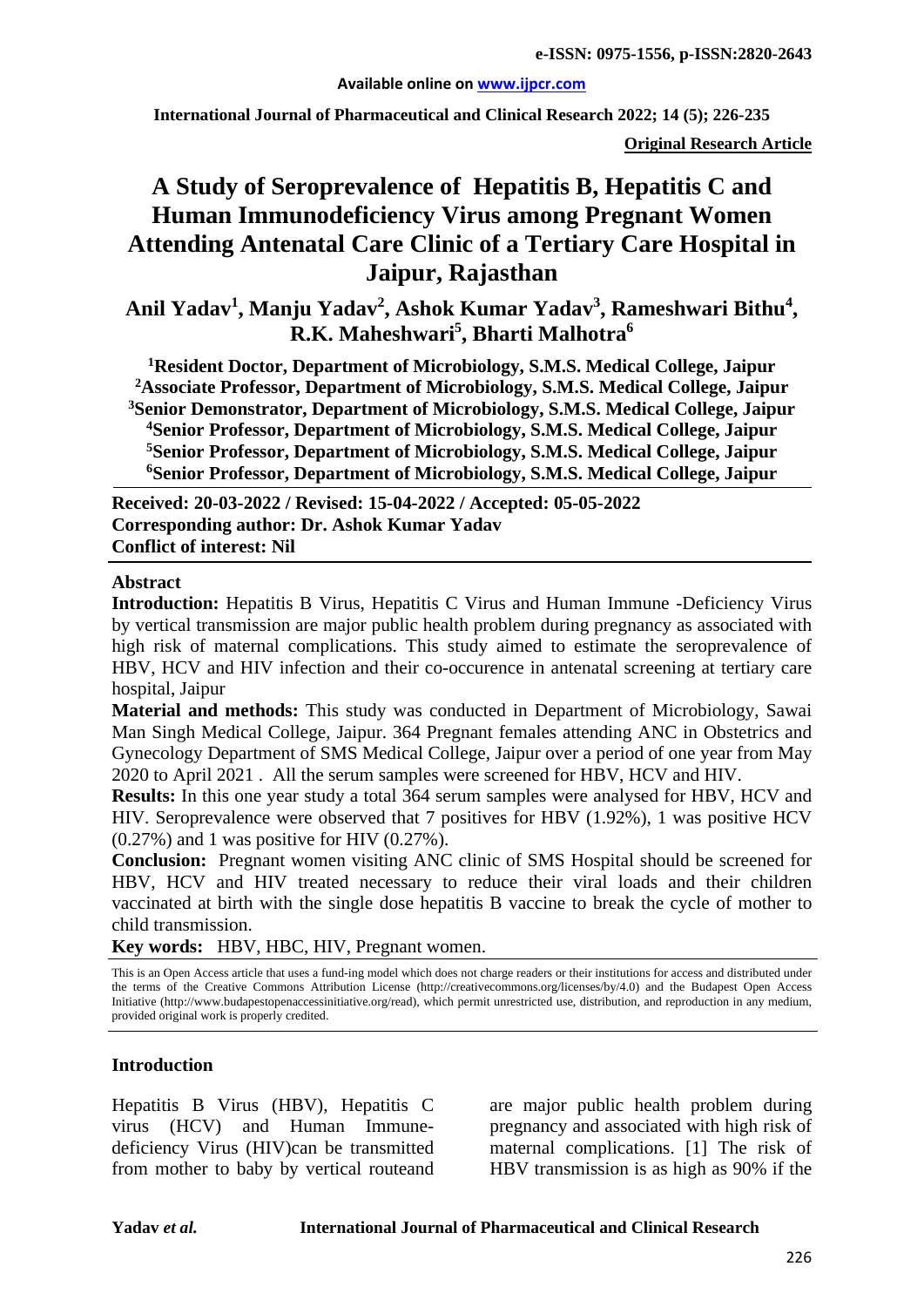e-ISSN: 0975-1556, p-ISSN:2820-2643

Available online on www.ijpcr.com

**Original Research Article**

# A Study of Seroprevalence of Hepatitis B, Hepatitis C and Human Immunodeficiency Virus among Pregnant Women Attending Antenatal Care Clinic of a Tertiary Care Hospital in Jaipur, Rajasthan

**Anil Yadav[1], Manju Yadav[2], Ashok Kumar Yadav[3], Rameshwari Bithu[4], R.K. Maheshwari[5], Bharti Malhotra[6]**

[1]Resident Doctor, Department of Microbiology, S.M.S. Medical College, Jaipur
[2]Associate Professor, Department of Microbiology, S.M.S. Medical College, Jaipur
[3]Senior Demonstrator, Department of Microbiology, S.M.S. Medical College, Jaipur
[4]Senior Professor, Department of Microbiology, S.M.S. Medical College, Jaipur
[5]Senior Professor, Department of Microbiology, S.M.S. Medical College, Jaipur
[6]Senior Professor, Department of Microbiology, S.M.S. Medical College, Jaipur

**Received: 20-03-2022 / Revised: 15-04-2022 / Accepted: 05-05-2022**
**Corresponding author: Dr. Ashok Kumar Yadav**
**Conflict of interest: Nil**

## Abstract

**Introduction:** Hepatitis B Virus, Hepatitis C Virus and Human Immune -Deficiency Virus by vertical transmission are major public health problem during pregnancy as associated with high risk of maternal complications. This study aimed to estimate the seroprevalence of HBV, HCV and HIV infection and their co-occurence in antenatal screening at tertiary care hospital, Jaipur

**Material and methods:** This study was conducted in Department of Microbiology, Sawai Man Singh Medical College, Jaipur. 364 Pregnant females attending ANC in Obstetrics and Gynecology Department of SMS Medical College, Jaipur over a period of one year from May 2020 to April 2021 . All the serum samples were screened for HBV, HCV and HIV.

**Results:** In this one year study a total 364 serum samples were analysed for HBV, HCV and HIV. Seroprevalence were observed that 7 positives for HBV (1.92%), 1 was positive HCV (0.27%) and 1 was positive for HIV (0.27%).

**Conclusion:** Pregnant women visiting ANC clinic of SMS Hospital should be screened for HBV, HCV and HIV treated necessary to reduce their viral loads and their children vaccinated at birth with the single dose hepatitis B vaccine to break the cycle of mother to child transmission.

**Key words:** HBV, HBC, HIV, Pregnant women.

This is an Open Access article that uses a fund-ing model which does not charge readers or their institutions for access and distributed under the terms of the Creative Commons Attribution License (http://creativecommons.org/licenses/by/4.0) and the Budapest Open Access Initiative (http://www.budapestopenaccessinitiative.org/read), which permit unrestricted use, distribution, and reproduction in any medium, provided original work is properly credited.

## Introduction

Hepatitis B Virus (HBV), Hepatitis C virus (HCV) and Human Immune-deficiency Virus (HIV)can be transmitted from mother to baby by vertical routeand are major public health problem during pregnancy and associated with high risk of maternal complications. [1] The risk of HBV transmission is as high as 90% if the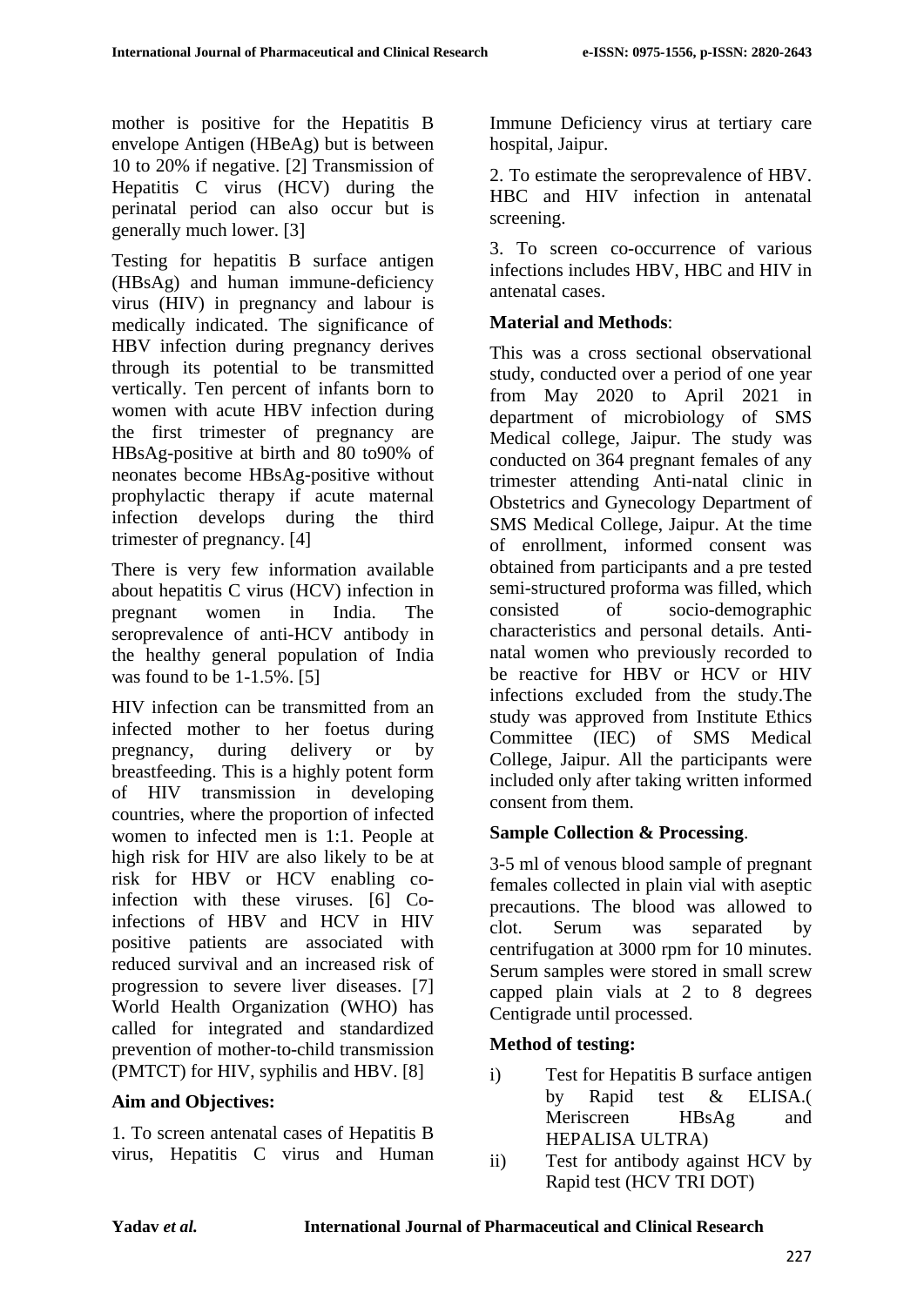mother is positive for the Hepatitis B envelope Antigen (HBeAg) but is between 10 to 20% if negative. [2] Transmission of Hepatitis C virus (HCV) during the perinatal period can also occur but is generally much lower. [3]

Testing for hepatitis B surface antigen (HBsAg) and human immune-deficiency virus (HIV) in pregnancy and labour is medically indicated. The significance of HBV infection during pregnancy derives through its potential to be transmitted vertically. Ten percent of infants born to women with acute HBV infection during the first trimester of pregnancy are HBsAg-positive at birth and 80 to90% of neonates become HBsAg-positive without prophylactic therapy if acute maternal infection develops during the third trimester of pregnancy. [4]

There is very few information available about hepatitis C virus (HCV) infection in pregnant women in India. The seroprevalence of anti-HCV antibody in the healthy general population of India was found to be 1-1.5%. [5]

HIV infection can be transmitted from an infected mother to her foetus during pregnancy, during delivery or by breastfeeding. This is a highly potent form of HIV transmission in developing countries, where the proportion of infected women to infected men is 1:1. People at high risk for HIV are also likely to be at risk for HBV or HCV enabling co-infection with these viruses. [6] Co-infections of HBV and HCV in HIV positive patients are associated with reduced survival and an increased risk of progression to severe liver diseases. [7] World Health Organization (WHO) has called for integrated and standardized prevention of mother-to-child transmission (PMTCT) for HIV, syphilis and HBV. [8]

## Aim and Objectives:

1. To screen antenatal cases of Hepatitis B virus, Hepatitis C virus and Human Immune Deficiency virus at tertiary care hospital, Jaipur.

2. To estimate the seroprevalence of HBV. HBC and HIV infection in antenatal screening.

3. To screen co-occurrence of various infections includes HBV, HBC and HIV in antenatal cases.

## Material and Methods:

This was a cross sectional observational study, conducted over a period of one year from May 2020 to April 2021 in department of microbiology of SMS Medical college, Jaipur. The study was conducted on 364 pregnant females of any trimester attending Anti-natal clinic in Obstetrics and Gynecology Department of SMS Medical College, Jaipur. At the time of enrollment, informed consent was obtained from participants and a pre tested semi-structured proforma was filled, which consisted of socio-demographic characteristics and personal details. Anti-natal women who previously recorded to be reactive for HBV or HCV or HIV infections excluded from the study.The study was approved from Institute Ethics Committee (IEC) of SMS Medical College, Jaipur. All the participants were included only after taking written informed consent from them.

### Sample Collection & Processing.

3-5 ml of venous blood sample of pregnant females collected in plain vial with aseptic precautions. The blood was allowed to clot. Serum was separated by centrifugation at 3000 rpm for 10 minutes. Serum samples were stored in small screw capped plain vials at 2 to 8 degrees Centigrade until processed.

### Method of testing:

i) Test for Hepatitis B surface antigen by Rapid test & ELISA.( Meriscreen HBsAg and HEPALISA ULTRA)
ii) Test for antibody against HCV by Rapid test (HCV TRI DOT)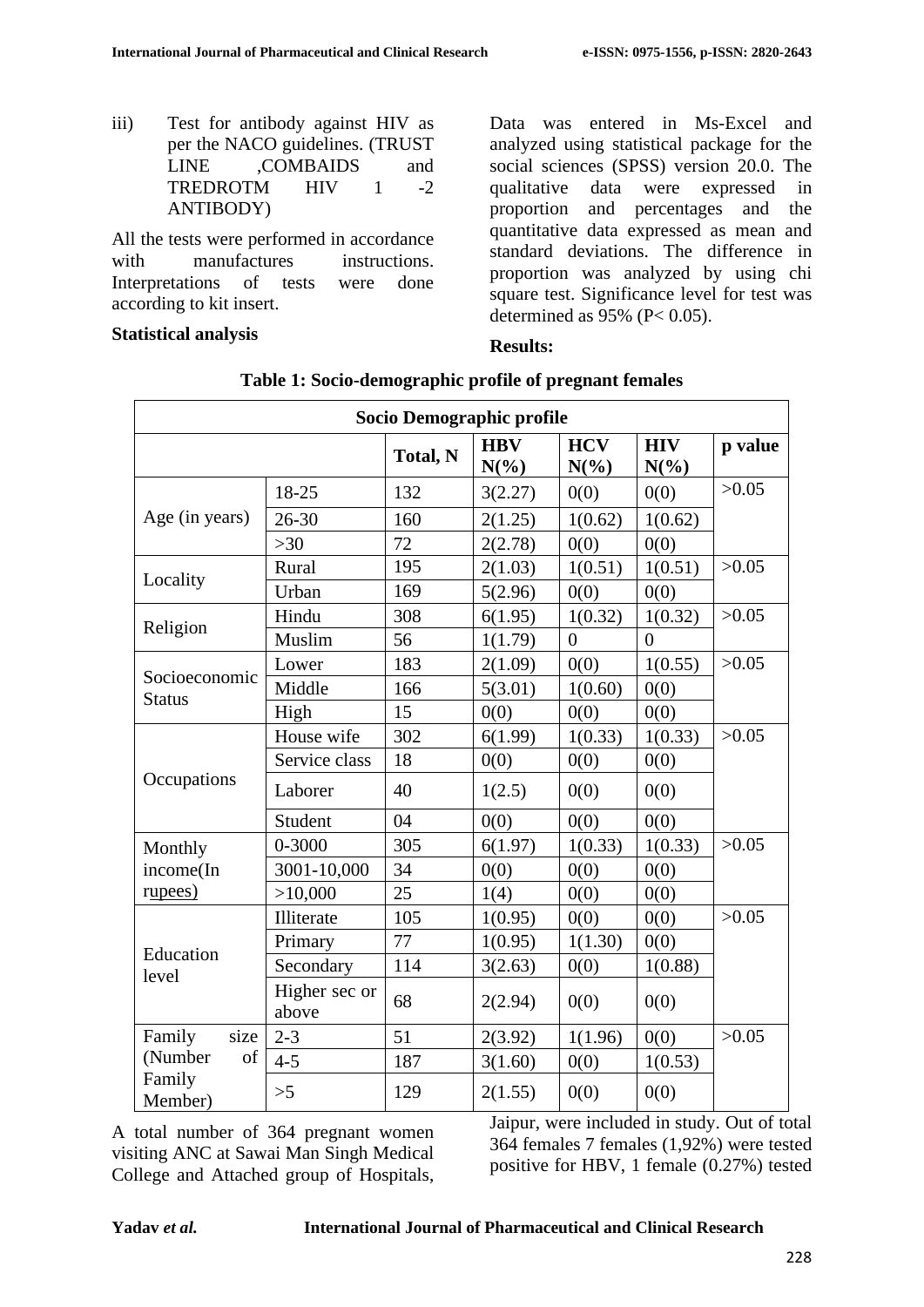iii) Test for antibody against HIV as per the NACO guidelines. (TRUST LINE ,COMBAIDS and TREDROTM HIV 1 -2 ANTIBODY)

All the tests were performed in accordance with manufactures instructions. Interpretations of tests were done according to kit insert.

**Statistical analysis**

Data was entered in Ms-Excel and analyzed using statistical package for the social sciences (SPSS) version 20.0. The qualitative data were expressed in proportion and percentages and the quantitative data expressed as mean and standard deviations. The difference in proportion was analyzed by using chi square test. Significance level for test was determined as 95% (P< 0.05).

**Results:**

**Table 1: Socio-demographic profile of pregnant females**

| Socio Demographic profile | | | | | | |
|---|---|---|---|---|---|---|
| | | **Total, N** | **HBV N(%)** | **HCV N(%)** | **HIV N(%)** | **p value** |
| Age (in years) | 18-25 | 132 | 3(2.27) | 0(0) | 0(0) | >0.05 |
| | 26-30 | 160 | 2(1.25) | 1(0.62) | 1(0.62) | |
| | >30 | 72 | 2(2.78) | 0(0) | 0(0) | |
| Locality | Rural | 195 | 2(1.03) | 1(0.51) | 1(0.51) | >0.05 |
| | Urban | 169 | 5(2.96) | 0(0) | 0(0) | |
| Religion | Hindu | 308 | 6(1.95) | 1(0.32) | 1(0.32) | >0.05 |
| | Muslim | 56 | 1(1.79) | 0 | 0 | |
| Socioeconomic Status | Lower | 183 | 2(1.09) | 0(0) | 1(0.55) | >0.05 |
| | Middle | 166 | 5(3.01) | 1(0.60) | 0(0) | |
| | High | 15 | 0(0) | 0(0) | 0(0) | |
| Occupations | House wife | 302 | 6(1.99) | 1(0.33) | 1(0.33) | >0.05 |
| | Service class | 18 | 0(0) | 0(0) | 0(0) | |
| | Laborer | 40 | 1(2.5) | 0(0) | 0(0) | |
| | Student | 04 | 0(0) | 0(0) | 0(0) | |
| Monthly income(In rupees) | 0-3000 | 305 | 6(1.97) | 1(0.33) | 1(0.33) | >0.05 |
| | 3001-10,000 | 34 | 0(0) | 0(0) | 0(0) | |
| | >10,000 | 25 | 1(4) | 0(0) | 0(0) | |
| Education level | Illiterate | 105 | 1(0.95) | 0(0) | 0(0) | >0.05 |
| | Primary | 77 | 1(0.95) | 1(1.30) | 0(0) | |
| | Secondary | 114 | 3(2.63) | 0(0) | 1(0.88) | |
| | Higher sec or above | 68 | 2(2.94) | 0(0) | 0(0) | |
| Family size (Number of Family Member) | 2-3 | 51 | 2(3.92) | 1(1.96) | 0(0) | >0.05 |
| | 4-5 | 187 | 3(1.60) | 0(0) | 1(0.53) | |
| | >5 | 129 | 2(1.55) | 0(0) | 0(0) | |

A total number of 364 pregnant women visiting ANC at Sawai Man Singh Medical College and Attached group of Hospitals, Jaipur, were included in study. Out of total 364 females 7 females (1,92%) were tested positive for HBV, 1 female (0.27%) tested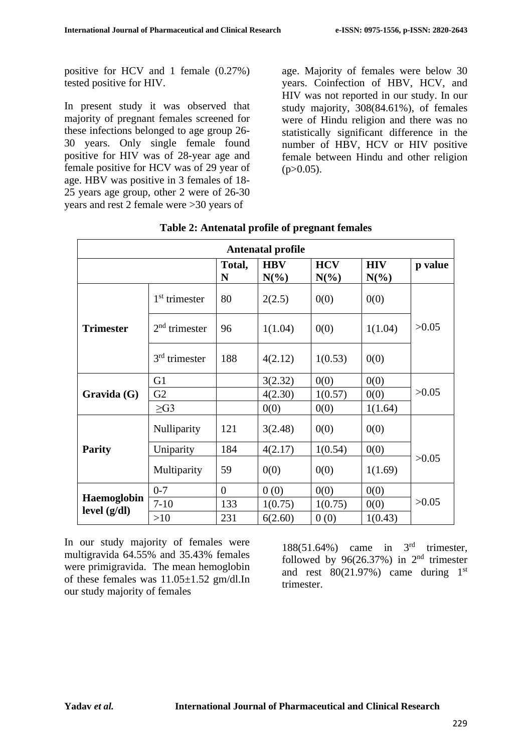positive for HCV and 1 female (0.27%) tested positive for HIV.

In present study it was observed that majority of pregnant females screened for these infections belonged to age group 26-30 years. Only single female found positive for HIV was of 28-year age and female positive for HCV was of 29 year of age. HBV was positive in 3 females of 18-25 years age group, other 2 were of 26-30 years and rest 2 female were >30 years of age. Majority of females were below 30 years. Coinfection of HBV, HCV, and HIV was not reported in our study. In our study majority, 308(84.61%), of females were of Hindu religion and there was no statistically significant difference in the number of HBV, HCV or HIV positive female between Hindu and other religion (p>0.05).

**Table 2: Antenatal profile of pregnant females**

| Antenatal profile | | | | | | |
|---|---|---|---|---|---|---|
| | | **Total, N** | **HBV N(%)** | **HCV N(%)** | **HIV N(%)** | **p value** |
| **Trimester** | 1st trimester | 80 | 2(2.5) | 0(0) | 0(0) | >0.05 |
| | 2nd trimester | 96 | 1(1.04) | 0(0) | 1(1.04) | |
| | 3rd trimester | 188 | 4(2.12) | 1(0.53) | 0(0) | |
| **Gravida (G)** | G1 | | 3(2.32) | 0(0) | 0(0) | >0.05 |
| | G2 | | 4(2.30) | 1(0.57) | 0(0) | |
| | ≥G3 | | 0(0) | 0(0) | 1(1.64) | |
| **Parity** | Nulliparity | 121 | 3(2.48) | 0(0) | 0(0) | >0.05 |
| | Uniparity | 184 | 4(2.17) | 1(0.54) | 0(0) | |
| | Multiparity | 59 | 0(0) | 0(0) | 1(1.69) | |
| **Haemoglobin level (g/dl)** | 0-7 | 0 | 0 (0) | 0(0) | 0(0) | >0.05 |
| | 7-10 | 133 | 1(0.75) | 1(0.75) | 0(0) | |
| | >10 | 231 | 6(2.60) | 0 (0) | 1(0.43) | |

In our study majority of females were multigravida 64.55% and 35.43% females were primigravida. The mean hemoglobin of these females was 11.05±1.52 gm/dl.In our study majority of females 188(51.64%) came in 3rd trimester, followed by 96(26.37%) in 2nd trimester and rest 80(21.97%) came during 1st trimester.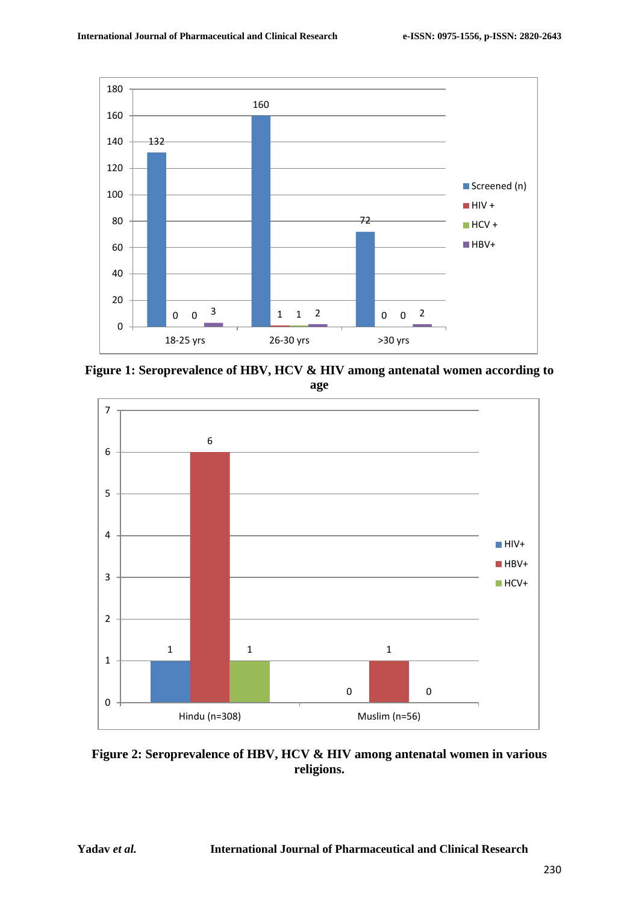180
160
140
120
100
80
60
40
20
0

132
0 0 3
160
1 1 2
72
0 0 2

18-25 yrs
26-30 yrs
>30 yrs

Screened (n)
HIV +
HCV +
HBV+

**Figure 1: Seroprevalence of HBV, HCV & HIV among antenatal women according to age**

7
6
5
4
3
2
1
0

1
6
1
0
1
0

Hindu (n=308)
Muslim (n=56)

HIV+
HBV+
HCV+

**Figure 2: Seroprevalence of HBV, HCV & HIV among antenatal women in various religions.**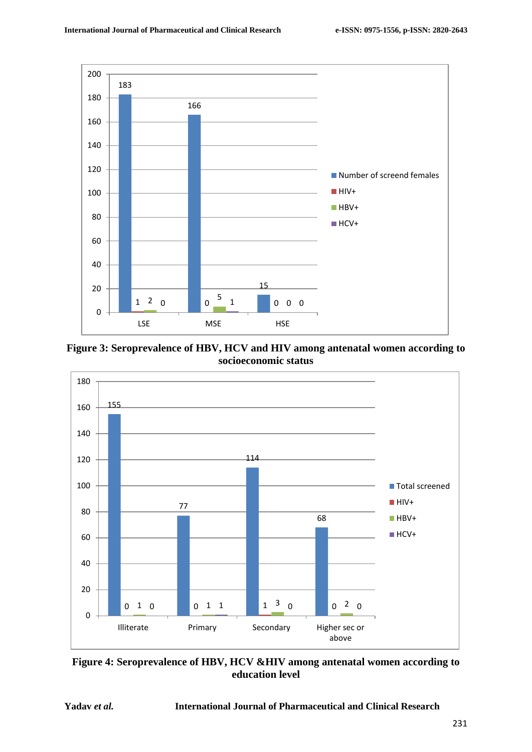200
180
160
140
120
100
80
60
40
20
0

183
1 2 0
166
0 5 1
15
0 0 0

LSE
MSE
HSE

Number of screend females
HIV+
HBV+
HCV+

**Figure 3: Seroprevalence of HBV, HCV and HIV among antenatal women according to socioeconomic status**

180
160
140
120
100
80
60
40
20
0

155
0 1 0
77
0 1 1
114
1 3 0
68
0 2 0

Illiterate
Primary
Secondary
Higher sec or above

Total screened
HIV+
HBV+
HCV+

**Figure 4: Seroprevalence of HBV, HCV &HIV among antenatal women according to education level**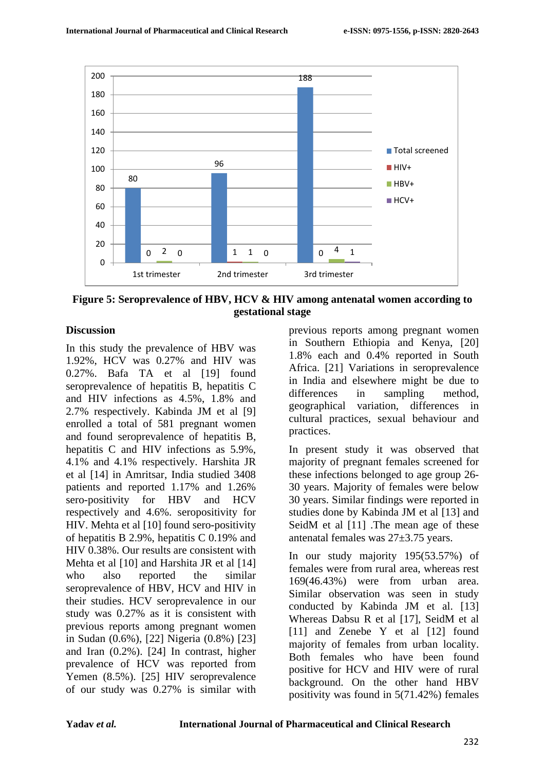200
180
160
140
120
100
80
60
40
20
0

80
0 2 0
96
1 1 0
188
0 4 1

1st trimester
2nd trimester
3rd trimester

Total screened
HIV+
HBV+
HCV+

**Figure 5: Seroprevalence of HBV, HCV & HIV among antenatal women according to gestational stage**

## Discussion

In this study the prevalence of HBV was 1.92%, HCV was 0.27% and HIV was 0.27%. Bafa TA et al [19] found seroprevalence of hepatitis B, hepatitis C and HIV infections as 4.5%, 1.8% and 2.7% respectively. Kabinda JM et al [9] enrolled a total of 581 pregnant women and found seroprevalence of hepatitis B, hepatitis C and HIV infections as 5.9%, 4.1% and 4.1% respectively. Harshita JR et al [14] in Amritsar, India studied 3408 patients and reported 1.17% and 1.26% sero-positivity for HBV and HCV respectively and 4.6%. seropositivity for HIV. Mehta et al [10] found sero-positivity of hepatitis B 2.9%, hepatitis C 0.19% and HIV 0.38%. Our results are consistent with Mehta et al [10] and Harshita JR et al [14] who also reported the similar seroprevalence of HBV, HCV and HIV in their studies. HCV seroprevalence in our study was 0.27% as it is consistent with previous reports among pregnant women in Sudan (0.6%), [22] Nigeria (0.8%) [23] and Iran (0.2%). [24] In contrast, higher prevalence of HCV was reported from Yemen (8.5%). [25] HIV seroprevalence of our study was 0.27% is similar with previous reports among pregnant women in Southern Ethiopia and Kenya, [20] 1.8% each and 0.4% reported in South Africa. [21] Variations in seroprevalence in India and elsewhere might be due to differences in sampling method, geographical variation, differences in cultural practices, sexual behaviour and practices.

In present study it was observed that majority of pregnant females screened for these infections belonged to age group 26-30 years. Majority of females were below 30 years. Similar findings were reported in studies done by Kabinda JM et al [13] and SeidM et al [11] .The mean age of these antenatal females was 27±3.75 years.

In our study majority 195(53.57%) of females were from rural area, whereas rest 169(46.43%) were from urban area. Similar observation was seen in study conducted by Kabinda JM et al. [13] Whereas Dabsu R et al [17], SeidM et al [11] and Zenebe Y et al [12] found majority of females from urban locality. Both females who have been found positive for HCV and HIV were of rural background. On the other hand HBV positivity was found in 5(71.42%) females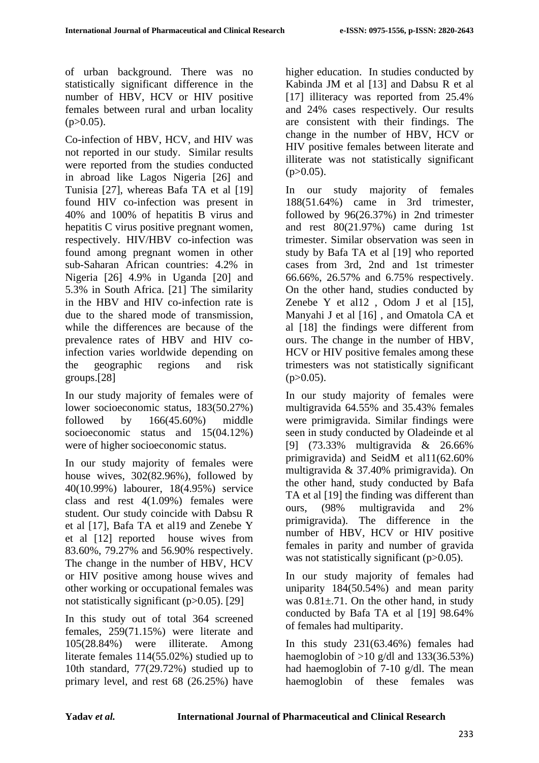of urban background. There was no statistically significant difference in the number of HBV, HCV or HIV positive females between rural and urban locality ($p>0.05$).

Co-infection of HBV, HCV, and HIV was not reported in our study. Similar results were reported from the studies conducted in abroad like Lagos Nigeria [26] and Tunisia [27], whereas Bafa TA et al [19] found HIV co-infection was present in 40% and 100% of hepatitis B virus and hepatitis C virus positive pregnant women, respectively. HIV/HBV co-infection was found among pregnant women in other sub-Saharan African countries: 4.2% in Nigeria [26] 4.9% in Uganda [20] and 5.3% in South Africa. [21] The similarity in the HBV and HIV co-infection rate is due to the shared mode of transmission, while the differences are because of the prevalence rates of HBV and HIV co-infection varies worldwide depending on the geographic regions and risk groups.[28]

In our study majority of females were of lower socioeconomic status, 183(50.27%) followed by 166(45.60%) middle socioeconomic status and 15(04.12%) were of higher socioeconomic status.

In our study majority of females were house wives, 302(82.96%), followed by 40(10.99%) labourer, 18(4.95%) service class and rest 4(1.09%) females were student. Our study coincide with Dabsu R et al [17], Bafa TA et al19 and Zenebe Y et al [12] reported house wives from 83.60%, 79.27% and 56.90% respectively. The change in the number of HBV, HCV or HIV positive among house wives and other working or occupational females was not statistically significant ($p>0.05$). [29]

In this study out of total 364 screened females, 259(71.15%) were literate and 105(28.84%) were illiterate. Among literate females 114(55.02%) studied up to 10th standard, 77(29.72%) studied up to primary level, and rest 68 (26.25%) have higher education. In studies conducted by Kabinda JM et al [13] and Dabsu R et al [17] illiteracy was reported from 25.4% and 24% cases respectively. Our results are consistent with their findings. The change in the number of HBV, HCV or HIV positive females between literate and illiterate was not statistically significant ($p>0.05$).

In our study majority of females 188(51.64%) came in 3rd trimester, followed by 96(26.37%) in 2nd trimester and rest 80(21.97%) came during 1st trimester. Similar observation was seen in study by Bafa TA et al [19] who reported cases from 3rd, 2nd and 1st trimester 66.66%, 26.57% and 6.75% respectively. On the other hand, studies conducted by Zenebe Y et al12 , Odom J et al [15], Manyahi J et al [16] , and Omatola CA et al [18] the findings were different from ours. The change in the number of HBV, HCV or HIV positive females among these trimesters was not statistically significant ($p>0.05$).

In our study majority of females were multigravida 64.55% and 35.43% females were primigravida. Similar findings were seen in study conducted by Oladeinde et al [9] (73.33% multigravida & 26.66% primigravida) and SeidM et al11(62.60% multigravida & 37.40% primigravida). On the other hand, study conducted by Bafa TA et al [19] the finding was different than ours, (98% multigravida and 2% primigravida). The difference in the number of HBV, HCV or HIV positive females in parity and number of gravida was not statistically significant ($p>0.05$).

In our study majority of females had uniparity 184(50.54%) and mean parity was $0.81\pm.71$. On the other hand, in study conducted by Bafa TA et al [19] 98.64% of females had multiparity.

In this study 231(63.46%) females had haemoglobin of >10 g/dl and 133(36.53%) had haemoglobin of 7-10 g/dl. The mean haemoglobin of these females was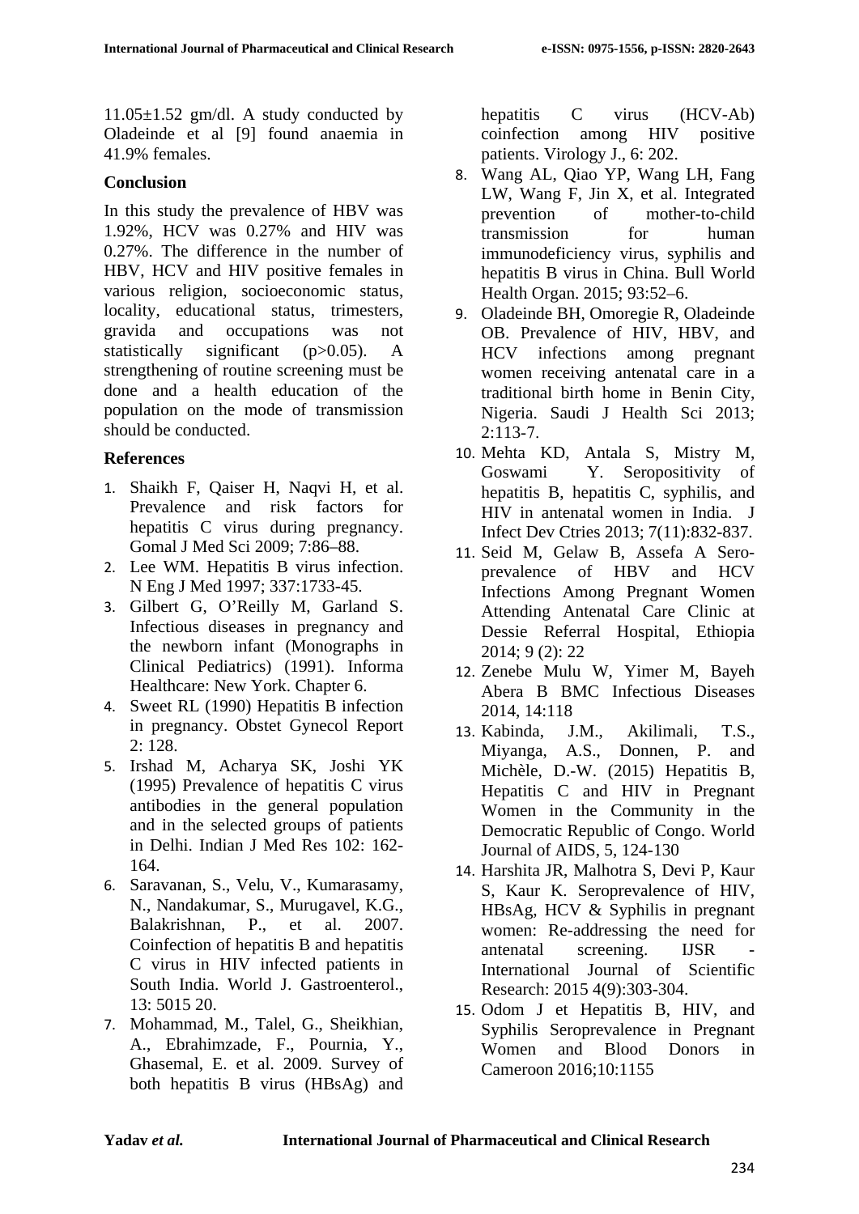11.05±1.52 gm/dl. A study conducted by Oladeinde et al [9] found anaemia in 41.9% females.

## Conclusion

In this study the prevalence of HBV was 1.92%, HCV was 0.27% and HIV was 0.27%. The difference in the number of HBV, HCV and HIV positive females in various religion, socioeconomic status, locality, educational status, trimesters, gravida and occupations was not statistically significant (p>0.05). A strengthening of routine screening must be done and a health education of the population on the mode of transmission should be conducted.

## References

1. Shaikh F, Qaiser H, Naqvi H, et al. Prevalence and risk factors for hepatitis C virus during pregnancy. Gomal J Med Sci 2009; 7:86–88.
2. Lee WM. Hepatitis B virus infection. N Eng J Med 1997; 337:1733-45.
3. Gilbert G, O'Reilly M, Garland S. Infectious diseases in pregnancy and the newborn infant (Monographs in Clinical Pediatrics) (1991). Informa Healthcare: New York. Chapter 6.
4. Sweet RL (1990) Hepatitis B infection in pregnancy. Obstet Gynecol Report 2: 128.
5. Irshad M, Acharya SK, Joshi YK (1995) Prevalence of hepatitis C virus antibodies in the general population and in the selected groups of patients in Delhi. Indian J Med Res 102: 162-164.
6. Saravanan, S., Velu, V., Kumarasamy, N., Nandakumar, S., Murugavel, K.G., Balakrishnan, P., et al. 2007. Coinfection of hepatitis B and hepatitis C virus in HIV infected patients in South India. World J. Gastroenterol., 13: 5015 20.
7. Mohammad, M., Talel, G., Sheikhian, A., Ebrahimzade, F., Pournia, Y., Ghasemal, E. et al. 2009. Survey of both hepatitis B virus (HBsAg) and hepatitis C virus (HCV-Ab) coinfection among HIV positive patients. Virology J., 6: 202.
8. Wang AL, Qiao YP, Wang LH, Fang LW, Wang F, Jin X, et al. Integrated prevention of mother-to-child transmission for human immunodeficiency virus, syphilis and hepatitis B virus in China. Bull World Health Organ. 2015; 93:52–6.
9. Oladeinde BH, Omoregie R, Oladeinde OB. Prevalence of HIV, HBV, and HCV infections among pregnant women receiving antenatal care in a traditional birth home in Benin City, Nigeria. Saudi J Health Sci 2013; 2:113-7.
10. Mehta KD, Antala S, Mistry M, Goswami Y. Seropositivity of hepatitis B, hepatitis C, syphilis, and HIV in antenatal women in India. J Infect Dev Ctries 2013; 7(11):832-837.
11. Seid M, Gelaw B, Assefa A Sero-prevalence of HBV and HCV Infections Among Pregnant Women Attending Antenatal Care Clinic at Dessie Referral Hospital, Ethiopia 2014; 9 (2): 22
12. Zenebe Mulu W, Yimer M, Bayeh Abera B BMC Infectious Diseases 2014, 14:118
13. Kabinda, J.M., Akilimali, T.S., Miyanga, A.S., Donnen, P. and Michèle, D.-W. (2015) Hepatitis B, Hepatitis C and HIV in Pregnant Women in the Community in the Democratic Republic of Congo. World Journal of AIDS, 5, 124-130
14. Harshita JR, Malhotra S, Devi P, Kaur S, Kaur K. Seroprevalence of HIV, HBsAg, HCV & Syphilis in pregnant women: Re-addressing the need for antenatal screening. IJSR - International Journal of Scientific Research: 2015 4(9):303-304.
15. Odom J et Hepatitis B, HIV, and Syphilis Seroprevalence in Pregnant Women and Blood Donors in Cameroon 2016;10:1155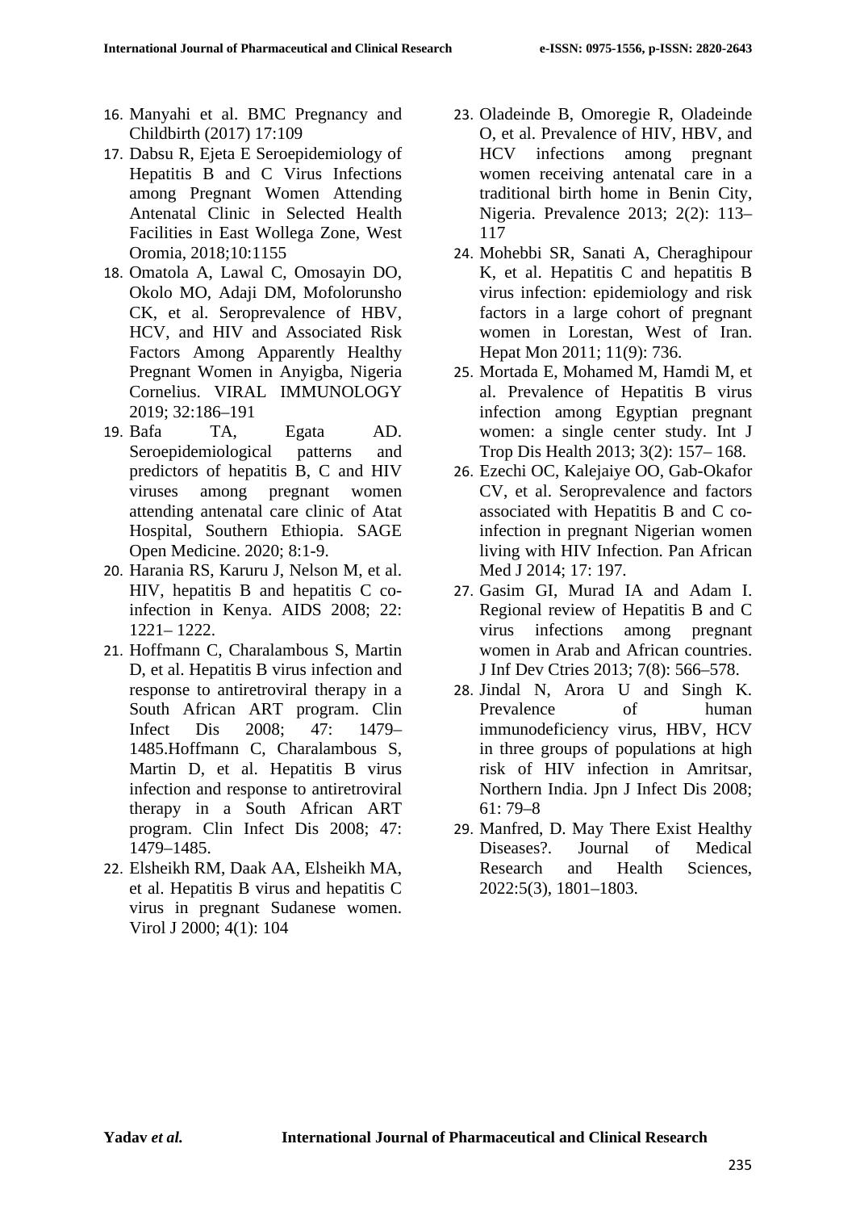16. Manyahi et al. BMC Pregnancy and Childbirth (2017) 17:109
17. Dabsu R, Ejeta E Seroepidemiology of Hepatitis B and C Virus Infections among Pregnant Women Attending Antenatal Clinic in Selected Health Facilities in East Wollega Zone, West Oromia, 2018;10:1155
18. Omatola A, Lawal C, Omosayin DO, Okolo MO, Adaji DM, Mofolorunsho CK, et al. Seroprevalence of HBV, HCV, and HIV and Associated Risk Factors Among Apparently Healthy Pregnant Women in Anyigba, Nigeria Cornelius. VIRAL IMMUNOLOGY 2019; 32:186–191
19. Bafa TA, Egata AD. Seroepidemiological patterns and predictors of hepatitis B, C and HIV viruses among pregnant women attending antenatal care clinic of Atat Hospital, Southern Ethiopia. SAGE Open Medicine. 2020; 8:1-9.
20. Harania RS, Karuru J, Nelson M, et al. HIV, hepatitis B and hepatitis C co-infection in Kenya. AIDS 2008; 22: 1221– 1222.
21. Hoffmann C, Charalambous S, Martin D, et al. Hepatitis B virus infection and response to antiretroviral therapy in a South African ART program. Clin Infect Dis 2008; 47: 1479–1485.Hoffmann C, Charalambous S, Martin D, et al. Hepatitis B virus infection and response to antiretroviral therapy in a South African ART program. Clin Infect Dis 2008; 47: 1479–1485.
22. Elsheikh RM, Daak AA, Elsheikh MA, et al. Hepatitis B virus and hepatitis C virus in pregnant Sudanese women. Virol J 2000; 4(1): 104
23. Oladeinde B, Omoregie R, Oladeinde O, et al. Prevalence of HIV, HBV, and HCV infections among pregnant women receiving antenatal care in a traditional birth home in Benin City, Nigeria. Prevalence 2013; 2(2): 113–117
24. Mohebbi SR, Sanati A, Cheraghipour K, et al. Hepatitis C and hepatitis B virus infection: epidemiology and risk factors in a large cohort of pregnant women in Lorestan, West of Iran. Hepat Mon 2011; 11(9): 736.
25. Mortada E, Mohamed M, Hamdi M, et al. Prevalence of Hepatitis B virus infection among Egyptian pregnant women: a single center study. Int J Trop Dis Health 2013; 3(2): 157– 168.
26. Ezechi OC, Kalejaiye OO, Gab-Okafor CV, et al. Seroprevalence and factors associated with Hepatitis B and C co-infection in pregnant Nigerian women living with HIV Infection. Pan African Med J 2014; 17: 197.
27. Gasim GI, Murad IA and Adam I. Regional review of Hepatitis B and C virus infections among pregnant women in Arab and African countries. J Inf Dev Ctries 2013; 7(8): 566–578.
28. Jindal N, Arora U and Singh K. Prevalence of human immunodeficiency virus, HBV, HCV in three groups of populations at high risk of HIV infection in Amritsar, Northern India. Jpn J Infect Dis 2008; 61: 79–8
29. Manfred, D. May There Exist Healthy Diseases?. Journal of Medical Research and Health Sciences, 2022:5(3), 1801–1803.